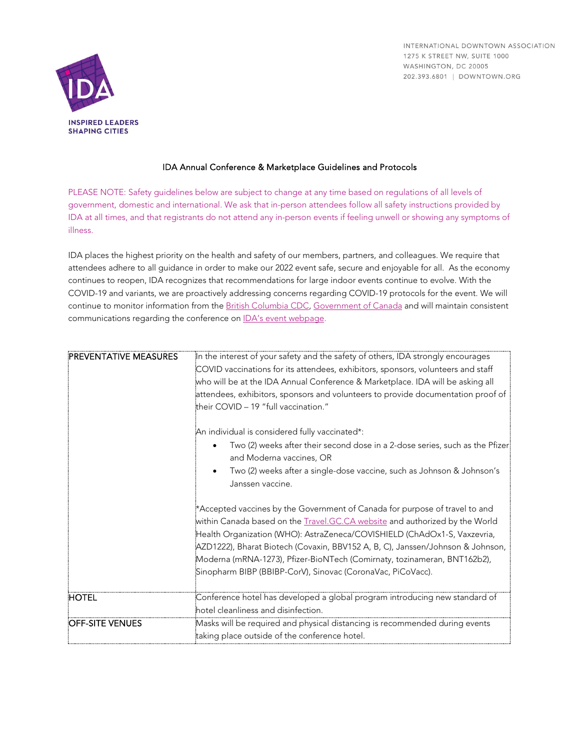INTERNATIONAL DOWNTOWN ASSOCIATION
1275 K STREET NW, SUITE 1000
WASHINGTON, DC 20005
202.393.6801 | DOWNTOWN.ORG

IDA

INSPIRED LEADERS
SHAPING CITIES

# IDA Annual Conference & Marketplace Guidelines and Protocols

PLEASE NOTE: Safety guidelines below are subject to change at any time based on regulations of all levels of government, domestic and international. We ask that in-person attendees follow all safety instructions provided by IDA at all times, and that registrants do not attend any in-person events if feeling unwell or showing any symptoms of illness.

IDA places the highest priority on the health and safety of our members, partners, and colleagues. We require that attendees adhere to all guidance in order to make our 2022 event safe, secure and enjoyable for all. As the economy continues to reopen, IDA recognizes that recommendations for large indoor events continue to evolve. With the COVID-19 and variants, we are proactively addressing concerns regarding COVID-19 protocols for the event. We will continue to monitor information from the British Columbia CDC, Government of Canada and will maintain consistent communications regarding the conference on IDA's event webpage.

| | |
|---|---|
| PREVENTATIVE MEASURES | In the interest of your safety and the safety of others, IDA strongly encourages COVID vaccinations for its attendees, exhibitors, sponsors, volunteers and staff who will be at the IDA Annual Conference & Marketplace. IDA will be asking all attendees, exhibitors, sponsors and volunteers to provide documentation proof of their COVID – 19 "full vaccination."<br><br>An individual is considered fully vaccinated*:<br>• Two (2) weeks after their second dose in a 2-dose series, such as the Pfizer and Moderna vaccines, OR<br>• Two (2) weeks after a single-dose vaccine, such as Johnson & Johnson's Janssen vaccine.<br><br>*Accepted vaccines by the Government of Canada for purpose of travel to and within Canada based on the Travel.GC.CA website and authorized by the World Health Organization (WHO): AstraZeneca/COVISHIELD (ChAdOx1-S, Vaxzevria, AZD1222), Bharat Biotech (Covaxin, BBV152 A, B, C), Janssen/Johnson & Johnson, Moderna (mRNA-1273), Pfizer-BioNTech (Comirnaty, tozinameran, BNT162b2), Sinopharm BIBP (BBIBP-CorV), Sinovac (CoronaVac, PiCoVacc). |
| HOTEL | Conference hotel has developed a global program introducing new standard of hotel cleanliness and disinfection. |
| OFF-SITE VENUES | Masks will be required and physical distancing is recommended during events taking place outside of the conference hotel. |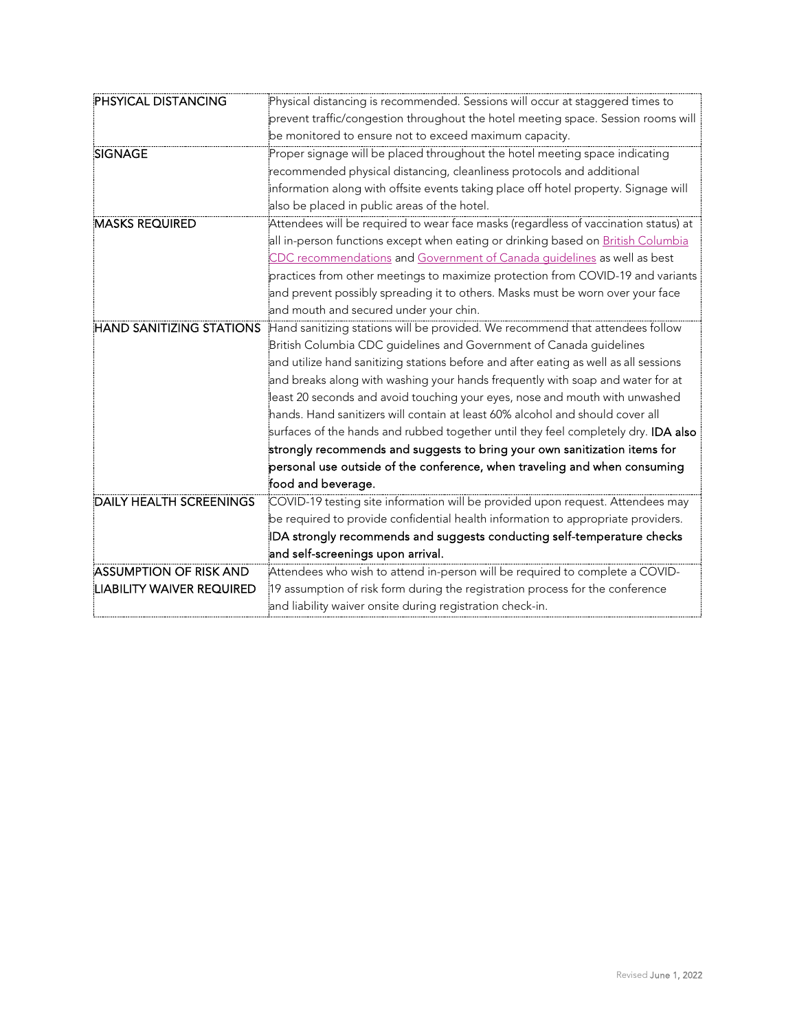| | |
|---|---|
| PHSYICAL DISTANCING | Physical distancing is recommended. Sessions will occur at staggered times to prevent traffic/congestion throughout the hotel meeting space. Session rooms will be monitored to ensure not to exceed maximum capacity. |
| SIGNAGE | Proper signage will be placed throughout the hotel meeting space indicating recommended physical distancing, cleanliness protocols and additional information along with offsite events taking place off hotel property. Signage will also be placed in public areas of the hotel. |
| MASKS REQUIRED | Attendees will be required to wear face masks (regardless of vaccination status) at all in-person functions except when eating or drinking based on British Columbia CDC recommendations and Government of Canada guidelines as well as best practices from other meetings to maximize protection from COVID-19 and variants and prevent possibly spreading it to others. Masks must be worn over your face and mouth and secured under your chin. |
| HAND SANITIZING STATIONS | Hand sanitizing stations will be provided. We recommend that attendees follow British Columbia CDC guidelines and Government of Canada guidelines and utilize hand sanitizing stations before and after eating as well as all sessions and breaks along with washing your hands frequently with soap and water for at least 20 seconds and avoid touching your eyes, nose and mouth with unwashed hands. Hand sanitizers will contain at least 60% alcohol and should cover all surfaces of the hands and rubbed together until they feel completely dry. **IDA also strongly recommends and suggests to bring your own sanitization items for personal use outside of the conference, when traveling and when consuming food and beverage.** |
| DAILY HEALTH SCREENINGS | COVID-19 testing site information will be provided upon request. Attendees may be required to provide confidential health information to appropriate providers. **IDA strongly recommends and suggests conducting self-temperature checks and self-screenings upon arrival.** |
| ASSUMPTION OF RISK AND LIABILITY WAIVER REQUIRED | Attendees who wish to attend in-person will be required to complete a COVID-19 assumption of risk form during the registration process for the conference and liability waiver onsite during registration check-in. |

Revised **June 1, 2022**